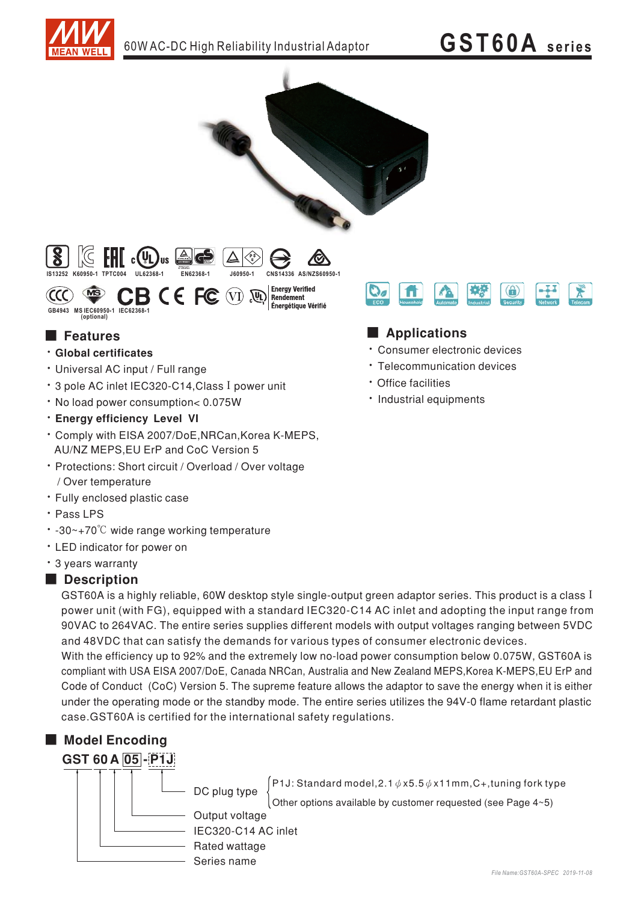# GST60A series

60W AC-DC High Reliability Industrial Adaptor

IS13252 K60950-1 TPTC004 UL62368-1 EN62368-1 J60950-1 CNS14336 AS/NZS60950-1

GB4943 MS IEC60950-1 (optional) IEC62368-1

Energy Verified Rendement Énergétique Vérifié

ECO Household Automate Industrial Security Network Telecom

## Features

- **Global certificates**
- Universal AC input / Full range
- 3 pole AC inlet IEC320-C14,Class I power unit
- No load power consumption< 0.075W
- **Energy efficiency Level VI**
- Comply with EISA 2007/DoE,NRCan,Korea K-MEPS, AU/NZ MEPS,EU ErP and CoC Version 5
- Protections: Short circuit / Overload / Over voltage / Over temperature
- Fully enclosed plastic case
- Pass LPS
- -30~+70℃ wide range working temperature
- LED indicator for power on
- 3 years warranty

## Applications

- Consumer electronic devices
- Telecommunication devices
- Office facilities
- Industrial equipments

## Description

GST60A is a highly reliable, 60W desktop style single-output green adaptor series. This product is a class I power unit (with FG), equipped with a standard IEC320-C14 AC inlet and adopting the input range from 90VAC to 264VAC. The entire series supplies different models with output voltages ranging between 5VDC and 48VDC that can satisfy the demands for various types of consumer electronic devices.

With the efficiency up to 92% and the extremely low no-load power consumption below 0.075W, GST60A is compliant with USA EISA 2007/DoE, Canada NRCan, Australia and New Zealand MEPS,Korea K-MEPS,EU ErP and Code of Conduct (CoC) Version 5. The supreme feature allows the adaptor to save the energy when it is either under the operating mode or the standby mode. The entire series utilizes the 94V-0 flame retardant plastic case.GST60A is certified for the international safety regulations.

## Model Encoding

**GST 60 A 05 - P1J**

- P1J: DC plug type
  - P1J: Standard model,2.1φx5.5φx11mm,C+,tuning fork type
  - Other options available by customer requested (see Page 4~5)
- 05: Output voltage
- A: IEC320-C14 AC inlet
- 60: Rated wattage
- GST: Series name

File Name:GST60A-SPEC 2019-11-08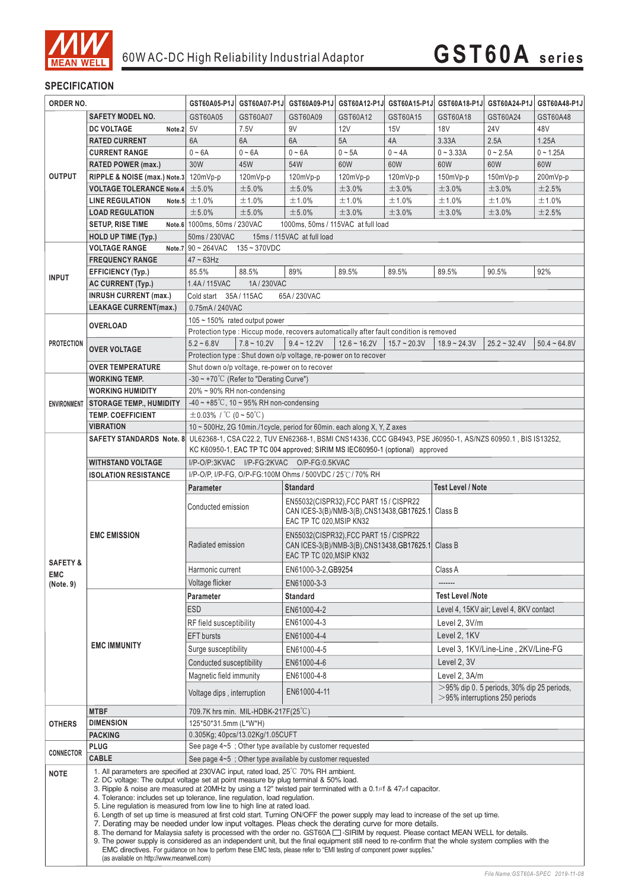# 60W AC-DC High Reliability Industrial Adaptor

# GST60A series

## SPECIFICATION

| ORDER NO. | | GST60A05-P1J | GST60A07-P1J | GST60A09-P1J | GST60A12-P1J | GST60A15-P1J | GST60A18-P1J | GST60A24-P1J | GST60A48-P1J |
|---|---|---|---|---|---|---|---|---|---|
| OUTPUT | SAFETY MODEL NO. | GST60A05 | GST60A07 | GST60A09 | GST60A12 | GST60A15 | GST60A18 | GST60A24 | GST60A48 |
| | DC VOLTAGE Note.2 | 5V | 7.5V | 9V | 12V | 15V | 18V | 24V | 48V |
| | RATED CURRENT | 6A | 6A | 6A | 5A | 4A | 3.33A | 2.5A | 1.25A |
| | CURRENT RANGE | 0 ~ 6A | 0 ~ 6A | 0 ~ 6A | 0 ~ 5A | 0 ~ 4A | 0 ~ 3.33A | 0 ~ 2.5A | 0 ~ 1.25A |
| | RATED POWER (max.) | 30W | 45W | 54W | 60W | 60W | 60W | 60W | 60W |
| | RIPPLE & NOISE (max.) Note.3 | 120mVp-p | 120mVp-p | 120mVp-p | 120mVp-p | 120mVp-p | 150mVp-p | 150mVp-p | 200mVp-p |
| | VOLTAGE TOLERANCE Note.4 | ±5.0% | ±5.0% | ±5.0% | ±3.0% | ±3.0% | ±3.0% | ±3.0% | ±2.5% |
| | LINE REGULATION Note.5 | ±1.0% | ±1.0% | ±1.0% | ±1.0% | ±1.0% | ±1.0% | ±1.0% | ±1.0% |
| | LOAD REGULATION | ±5.0% | ±5.0% | ±5.0% | ±3.0% | ±3.0% | ±3.0% | ±3.0% | ±2.5% |
| | SETUP, RISE TIME Note.6 | 1000ms, 50ms / 230VAC 1000ms, 50ms / 115VAC at full load | | | | | | | |
| | HOLD UP TIME (Typ.) | 50ms / 230VAC 15ms / 115VAC at full load | | | | | | | |
| INPUT | VOLTAGE RANGE Note.7 | 90 ~ 264VAC 135 ~ 370VDC | | | | | | | |
| | FREQUENCY RANGE | 47 ~ 63Hz | | | | | | | |
| | EFFICIENCY (Typ.) | 85.5% | 88.5% | 89% | 89.5% | 89.5% | 89.5% | 90.5% | 92% |
| | AC CURRENT (Typ.) | 1.4A / 115VAC 1A / 230VAC | | | | | | | |
| | INRUSH CURRENT (max.) | Cold start 35A / 115AC 65A / 230VAC | | | | | | | |
| | LEAKAGE CURRENT(max.) | 0.75mA / 240VAC | | | | | | | |
| PROTECTION | OVERLOAD | 105 ~ 150% rated output power | | | | | | | |
| | | Protection type : Hiccup mode, recovers automatically after fault condition is removed | | | | | | | |
| | OVER VOLTAGE | 5.2 ~ 6.8V | 7.8 ~ 10.2V | 9.4 ~ 12.2V | 12.6 ~ 16.2V | 15.7 ~ 20.3V | 18.9 ~ 24.3V | 25.2 ~ 32.4V | 50.4 ~ 64.8V |
| | | Protection type : Shut down o/p voltage, re-power on to recover | | | | | | | |
| | OVER TEMPERATURE | Shut down o/p voltage, re-power on to recover | | | | | | | |
| ENVIRONMENT | WORKING TEMP. | -30 ~ +70℃ (Refer to "Derating Curve") | | | | | | | |
| | WORKING HUMIDITY | 20% ~ 90% RH non-condensing | | | | | | | |
| | STORAGE TEMP., HUMIDITY | -40 ~ +85℃, 10 ~ 95% RH non-condensing | | | | | | | |
| | TEMP. COEFFICIENT | ±0.03% / ℃ (0 ~ 50℃) | | | | | | | |
| | VIBRATION | 10 ~ 500Hz, 2G 10min./1cycle, period for 60min. each along X, Y, Z axes | | | | | | | |
| SAFETY & EMC (Note. 9) | SAFETY STANDARDS Note. 8 | UL62368-1, CSA C22.2, TUV EN62368-1, BSMI CNS14336, CCC GB4943, PSE J60950-1, AS/NZS 60950.1 , BIS IS13252, KC K60950-1, EAC TP TC 004 approved; SIRIM MS IEC60950-1 (optional) approved | | | | | | | |
| | WITHSTAND VOLTAGE | I/P-O/P:3KVAC I/P-FG:2KVAC O/P-FG:0.5KVAC | | | | | | | |
| | ISOLATION RESISTANCE | I/P-O/P, I/P-FG, O/P-FG:100M Ohms / 500VDC / 25℃/ 70% RH | | | | | | | |
| | EMC EMISSION | **Parameter** | | **Standard** | | | **Test Level / Note** | | |
| | | Conducted emission | | EN55032(CISPR32),FCC PART 15 / CISPR22 CAN ICES-3(B)/NMB-3(B),CNS13438,GB17625.1 EAC TP TC 020,MSIP KN32 | | | Class B | | |
| | | Radiated emission | | EN55032(CISPR32),FCC PART 15 / CISPR22 CAN ICES-3(B)/NMB-3(B),CNS13438,GB17625.1 EAC TP TC 020,MSIP KN32 | | | Class B | | |
| | | Harmonic current | | EN61000-3-2,GB9254 | | | Class A | | |
| | | Voltage flicker | | EN61000-3-3 | | | ------- | | |
| | EMC IMMUNITY | **Parameter** | | **Standard** | | | **Test Level /Note** | | |
| | | ESD | | EN61000-4-2 | | | Level 4, 15KV air; Level 4, 8KV contact | | |
| | | RF field susceptibility | | EN61000-4-3 | | | Level 2, 3V/m | | |
| | | EFT bursts | | EN61000-4-4 | | | Level 2, 1KV | | |
| | | Surge susceptibility | | EN61000-4-5 | | | Level 3, 1KV/Line-Line , 2KV/Line-FG | | |
| | | Conducted susceptibility | | EN61000-4-6 | | | Level 2, 3V | | |
| | | Magnetic field immunity | | EN61000-4-8 | | | Level 2, 3A/m | | |
| | | Voltage dips , interruption | | EN61000-4-11 | | | >95% dip 0. 5 periods, 30% dip 25 periods, >95% interruptions 250 periods | | |
| OTHERS | MTBF | 709.7K hrs min. MIL-HDBK-217F(25℃) | | | | | | | |
| | DIMENSION | 125*50*31.5mm (L*W*H) | | | | | | | |
| | PACKING | 0.305Kg; 40pcs/13.02Kg/1.05CUFT | | | | | | | |
| CONNECTOR | PLUG | See page 4~5 ; Other type available by customer requested | | | | | | | |
| | CABLE | See page 4~5 ; Other type available by customer requested | | | | | | | |

**NOTE**

1. All parameters are specified at 230VAC input, rated load, 25℃ 70% RH ambient.
2. DC voltage: The output voltage set at point measure by plug terminal & 50% load.
3. Ripple & noise are measured at 20MHz by using a 12" twisted pair terminated with a 0.1μf & 47μf capacitor.
4. Tolerance: includes set up tolerance, line regulation, load regulation.
5. Line regulation is measured from low line to high line at rated load.
6. Length of set up time is measured at first cold start. Turning ON/OFF the power supply may lead to increase of the set up time.
7. Derating may be needed under low input voltages. Pleas check the derating curve for more details.
8. The demand for Malaysia safety is processed with the order no. GST60A□-SIRIM by request. Please contact MEAN WELL for details.
9. The power supply is considered as an independent unit, but the final equipment still need to re-confirm that the whole system complies with the EMC directives. For guidance on how to perform these EMC tests, please refer to "EMI testing of component power supplies." (as available on http://www.meanwell.com)

File Name:GST60A-SPEC 2019-11-08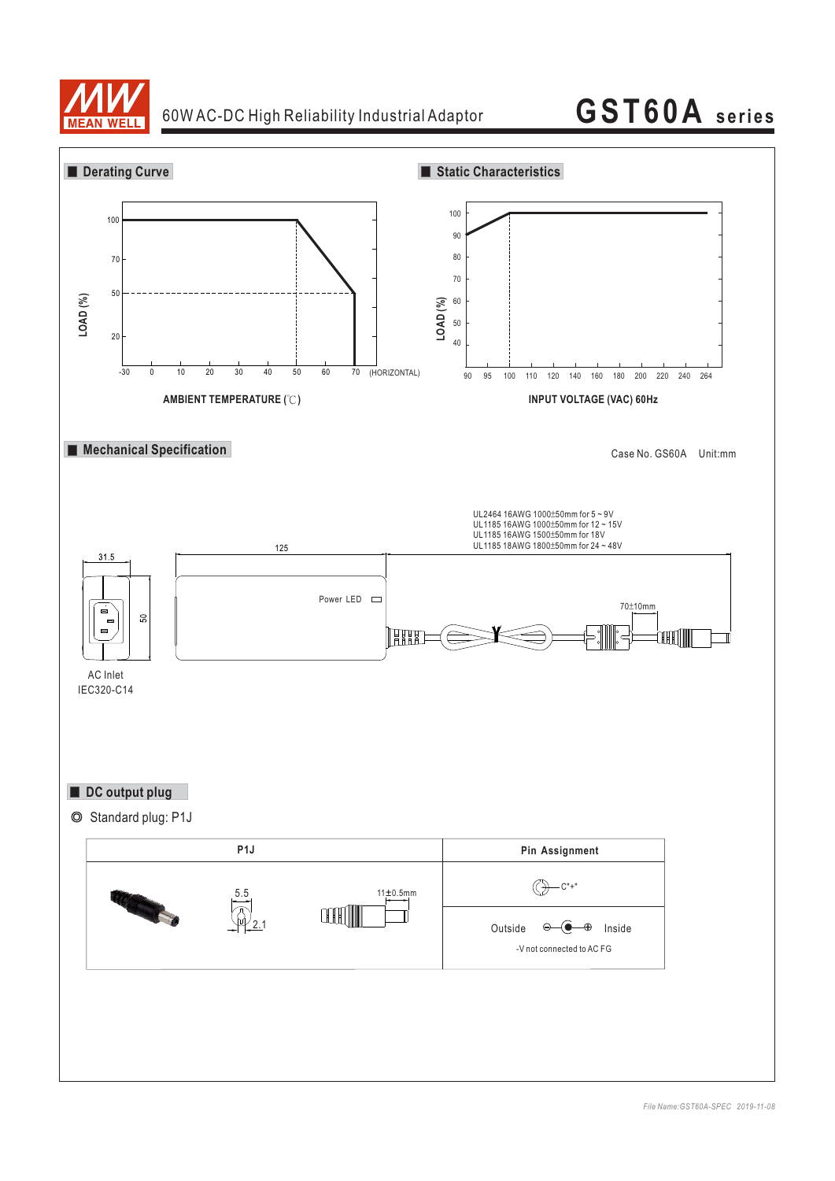## Derating Curve

LOAD (%)

100, 70, 50, 20

-30, 0, 10, 20, 30, 40, 50, 60, 70 (HORIZONTAL)

AMBIENT TEMPERATURE (℃)

## Static Characteristics

LOAD (%)

100, 90, 80, 70, 60, 50, 40

90, 95, 100, 110, 120, 140, 160, 180, 200, 220, 240, 264

INPUT VOLTAGE (VAC) 60Hz

## Mechanical Specification

Case No. GS60A Unit:mm

UL2464 16AWG 1000±50mm for 5 ~ 9V
UL1185 16AWG 1000±50mm for 12 ~ 15V
UL1185 16AWG 1500±50mm for 18V
UL1185 18AWG 1800±50mm for 24 ~ 48V

31.5

125

50

Power LED

70±10mm

AC Inlet
IEC320-C14

## DC output plug

◎ Standard plug: P1J

| P1J | Pin Assignment |
|---|---|
| 5.5 / 2.1 / 11±0.5mm | C"+" |
| | Outside ⊖—●—⊕ Inside<br>-V not connected to AC FG |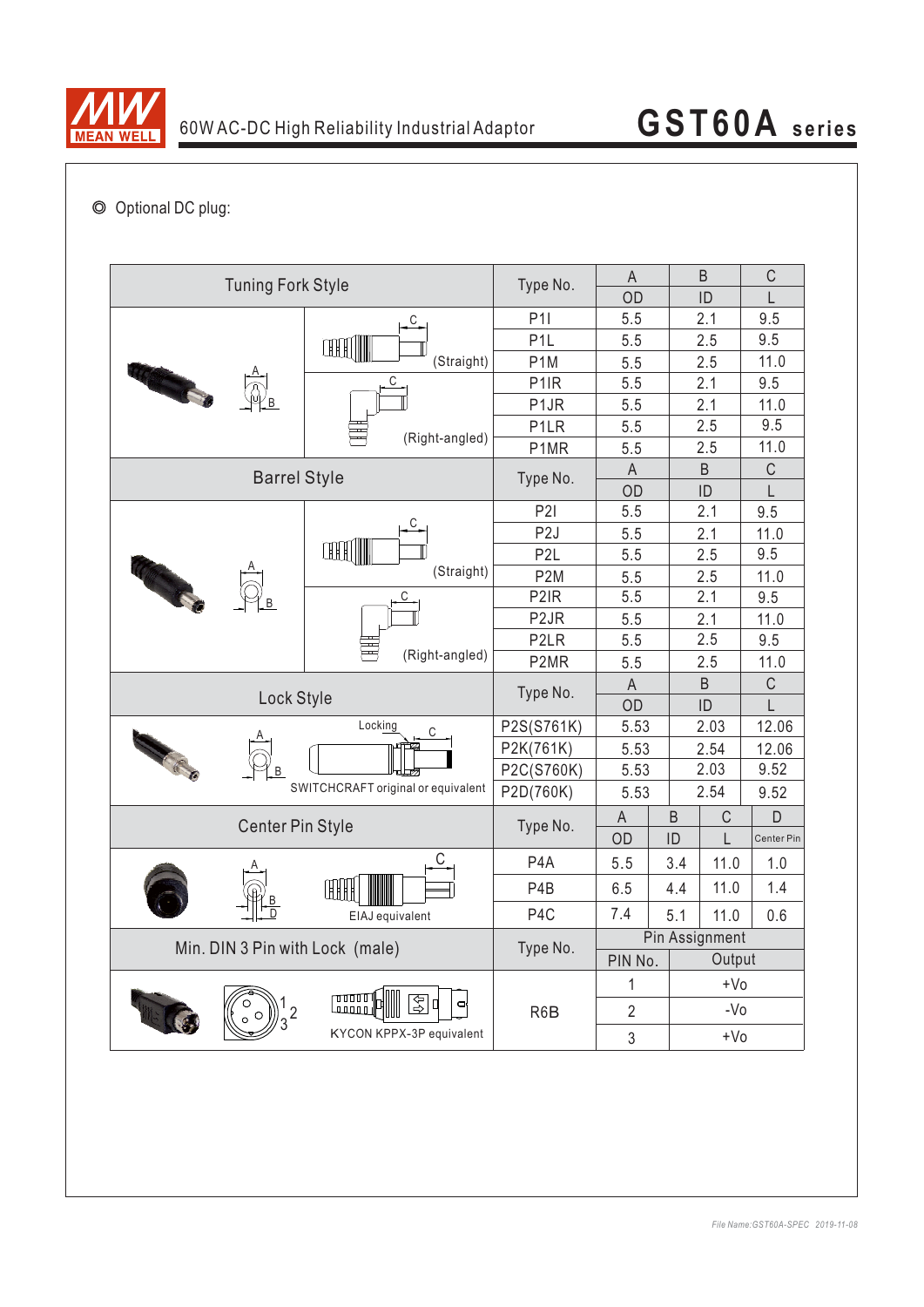◎ Optional DC plug:

| Tuning Fork Style | | Type No. | A OD | B ID | C L |
|---|---|---|---|---|---|
| | (Straight) | P1I | 5.5 | 2.1 | 9.5 |
| | | P1L | 5.5 | 2.5 | 9.5 |
| | | P1M | 5.5 | 2.5 | 11.0 |
| | (Right-angled) | P1IR | 5.5 | 2.1 | 9.5 |
| | | P1JR | 5.5 | 2.1 | 11.0 |
| | | P1LR | 5.5 | 2.5 | 9.5 |
| | | P1MR | 5.5 | 2.5 | 11.0 |

| Barrel Style | | Type No. | A OD | B ID | C L |
|---|---|---|---|---|---|
| | (Straight) | P2I | 5.5 | 2.1 | 9.5 |
| | | P2J | 5.5 | 2.1 | 11.0 |
| | | P2L | 5.5 | 2.5 | 9.5 |
| | | P2M | 5.5 | 2.5 | 11.0 |
| | (Right-angled) | P2IR | 5.5 | 2.1 | 9.5 |
| | | P2JR | 5.5 | 2.1 | 11.0 |
| | | P2LR | 5.5 | 2.5 | 9.5 |
| | | P2MR | 5.5 | 2.5 | 11.0 |

| Lock Style | Type No. | A OD | B ID | C L |
|---|---|---|---|---|
| Locking; SWITCHCRAFT original or equivalent | P2S(S761K) | 5.53 | 2.03 | 12.06 |
| | P2K(761K) | 5.53 | 2.54 | 12.06 |
| | P2C(S760K) | 5.53 | 2.03 | 9.52 |
| | P2D(760K) | 5.53 | 2.54 | 9.52 |

| Center Pin Style | Type No. | A OD | B ID | C L | D Center Pin |
|---|---|---|---|---|---|
| EIAJ equivalent | P4A | 5.5 | 3.4 | 11.0 | 1.0 |
| | P4B | 6.5 | 4.4 | 11.0 | 1.4 |
| | P4C | 7.4 | 5.1 | 11.0 | 0.6 |

| Min. DIN 3 Pin with Lock (male) | Type No. | Pin Assignment PIN No. | Output |
|---|---|---|---|
| KYCON KPPX-3P equivalent | R6B | 1 | +Vo |
| | | 2 | -Vo |
| | | 3 | +Vo |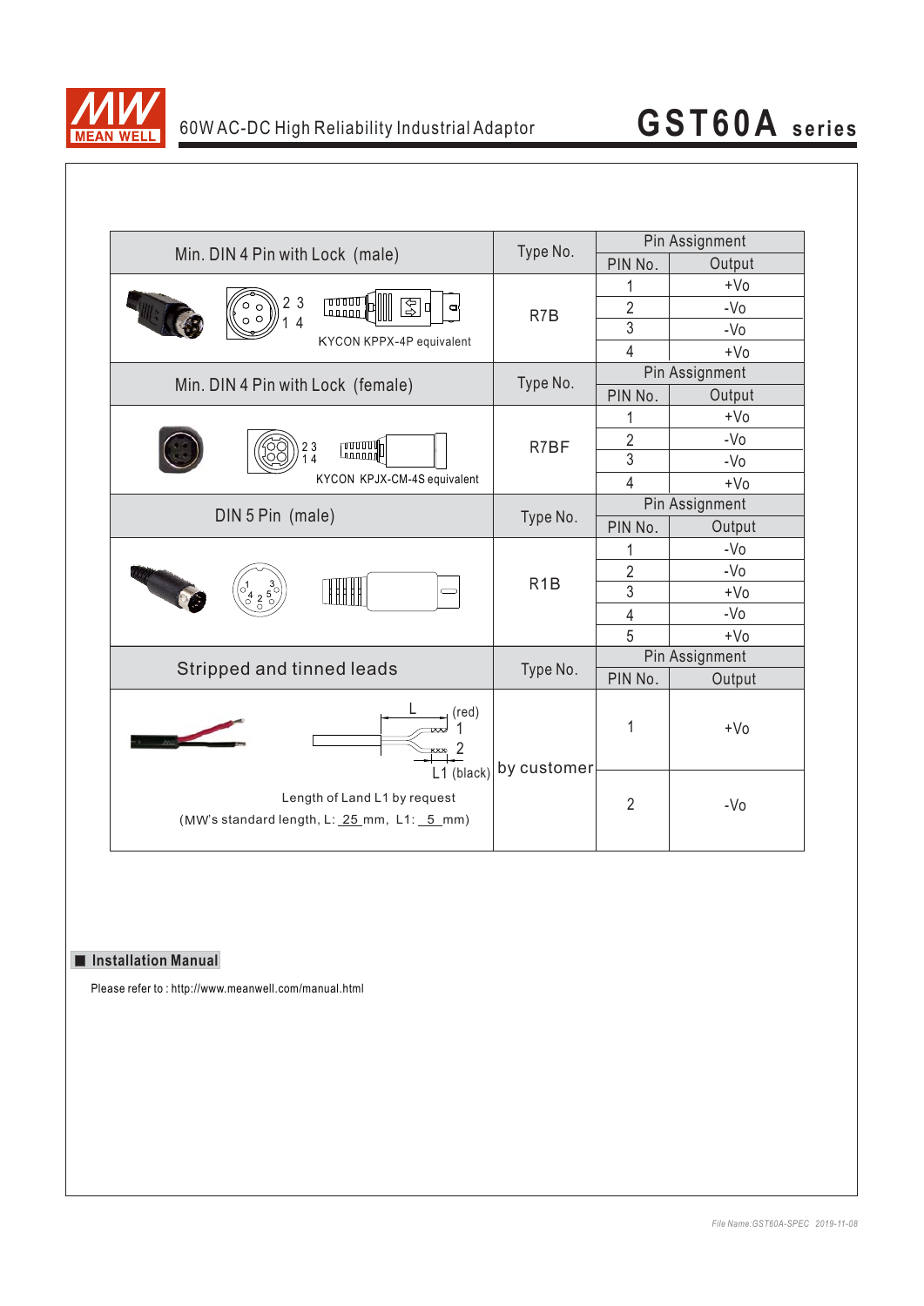| Min. DIN 4 Pin with Lock (male) | Type No. | Pin Assignment | |
|---|---|---|---|
| | | PIN No. | Output |
| 2 3<br>1 4<br>KYCON KPPX-4P equivalent | R7B | 1 | +Vo |
| | | 2 | -Vo |
| | | 3 | -Vo |
| | | 4 | +Vo |

| Min. DIN 4 Pin with Lock (female) | Type No. | Pin Assignment | |
|---|---|---|---|
| | | PIN No. | Output |
| 2 3<br>1 4<br>KYCON KPJX-CM-4S equivalent | R7BF | 1 | +Vo |
| | | 2 | -Vo |
| | | 3 | -Vo |
| | | 4 | +Vo |

| DIN 5 Pin (male) | Type No. | Pin Assignment | |
|---|---|---|---|
| | | PIN No. | Output |
| 1 3<br>4 2 5 | R1B | 1 | -Vo |
| | | 2 | -Vo |
| | | 3 | +Vo |
| | | 4 | -Vo |
| | | 5 | +Vo |

| Stripped and tinned leads | Type No. | Pin Assignment | |
|---|---|---|---|
| | | PIN No. | Output |
| L (red) 1 2 L1 (black)<br>Length of Land L1 by request<br>(MW's standard length, L: 25 mm, L1: 5 mm) | by customer | 1 | +Vo |
| | | 2 | -Vo |

## Installation Manual

Please refer to : http://www.meanwell.com/manual.html